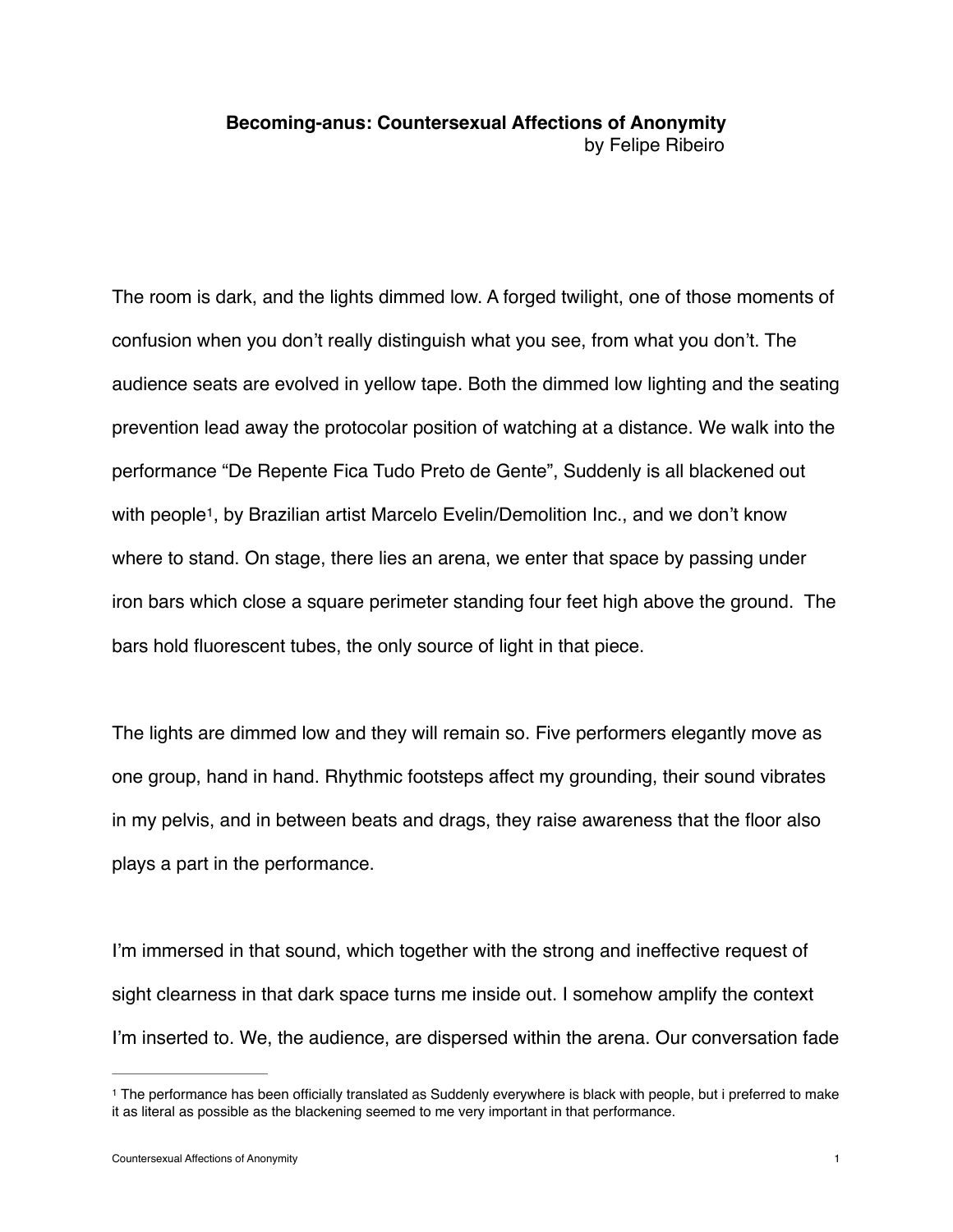# Becoming-anus: Countersexual Affections of Anonymity

by Felipe Ribeiro

The room is dark, and the lights dimmed low. A forged twilight, one of those moments of confusion when you don't really distinguish what you see, from what you don't. The audience seats are evolved in yellow tape. Both the dimmed low lighting and the seating prevention lead away the protocolar position of watching at a distance. We walk into the performance "De Repente Fica Tudo Preto de Gente", Suddenly is all blackened out with people[1], by Brazilian artist Marcelo Evelin/Demolition Inc., and we don't know where to stand. On stage, there lies an arena, we enter that space by passing under iron bars which close a square perimeter standing four feet high above the ground. The bars hold fluorescent tubes, the only source of light in that piece.

The lights are dimmed low and they will remain so. Five performers elegantly move as one group, hand in hand. Rhythmic footsteps affect my grounding, their sound vibrates in my pelvis, and in between beats and drags, they raise awareness that the floor also plays a part in the performance.

I'm immersed in that sound, which together with the strong and ineffective request of sight clearness in that dark space turns me inside out. I somehow amplify the context I'm inserted to. We, the audience, are dispersed within the arena. Our conversation fade

[1] The performance has been officially translated as Suddenly everywhere is black with people, but i preferred to make it as literal as possible as the blackening seemed to me very important in that performance.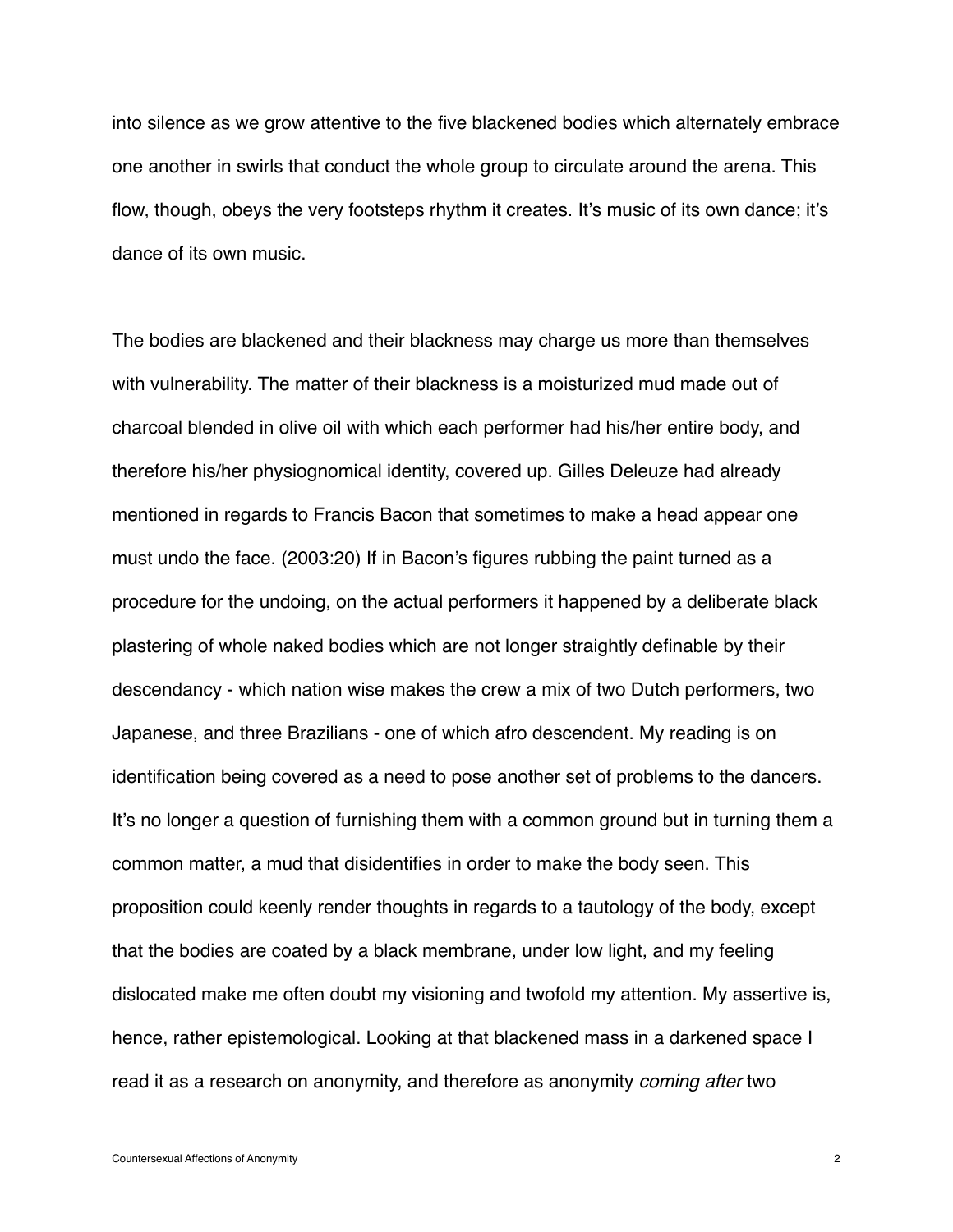into silence as we grow attentive to the five blackened bodies which alternately embrace one another in swirls that conduct the whole group to circulate around the arena. This flow, though, obeys the very footsteps rhythm it creates. It's music of its own dance; it's dance of its own music.

The bodies are blackened and their blackness may charge us more than themselves with vulnerability. The matter of their blackness is a moisturized mud made out of charcoal blended in olive oil with which each performer had his/her entire body, and therefore his/her physiognomical identity, covered up. Gilles Deleuze had already mentioned in regards to Francis Bacon that sometimes to make a head appear one must undo the face. (2003:20) If in Bacon's figures rubbing the paint turned as a procedure for the undoing, on the actual performers it happened by a deliberate black plastering of whole naked bodies which are not longer straightly definable by their descendancy - which nation wise makes the crew a mix of two Dutch performers, two Japanese, and three Brazilians - one of which afro descendent. My reading is on identification being covered as a need to pose another set of problems to the dancers. It's no longer a question of furnishing them with a common ground but in turning them a common matter, a mud that disidentifies in order to make the body seen. This proposition could keenly render thoughts in regards to a tautology of the body, except that the bodies are coated by a black membrane, under low light, and my feeling dislocated make me often doubt my visioning and twofold my attention. My assertive is, hence, rather epistemological. Looking at that blackened mass in a darkened space I read it as a research on anonymity, and therefore as anonymity *coming after* two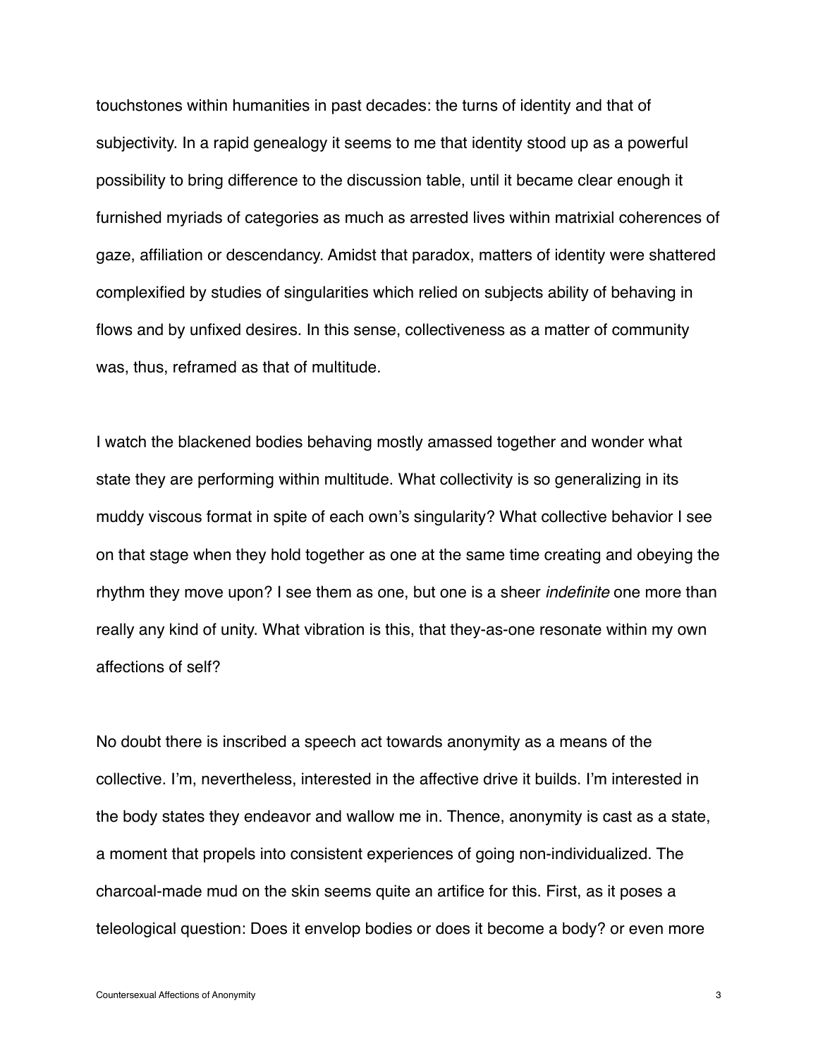touchstones within humanities in past decades: the turns of identity and that of subjectivity. In a rapid genealogy it seems to me that identity stood up as a powerful possibility to bring difference to the discussion table, until it became clear enough it furnished myriads of categories as much as arrested lives within matrixial coherences of gaze, affiliation or descendancy. Amidst that paradox, matters of identity were shattered complexified by studies of singularities which relied on subjects ability of behaving in flows and by unfixed desires. In this sense, collectiveness as a matter of community was, thus, reframed as that of multitude.

I watch the blackened bodies behaving mostly amassed together and wonder what state they are performing within multitude. What collectivity is so generalizing in its muddy viscous format in spite of each own's singularity? What collective behavior I see on that stage when they hold together as one at the same time creating and obeying the rhythm they move upon? I see them as one, but one is a sheer *indefinite* one more than really any kind of unity. What vibration is this, that they-as-one resonate within my own affections of self?

No doubt there is inscribed a speech act towards anonymity as a means of the collective. I'm, nevertheless, interested in the affective drive it builds. I'm interested in the body states they endeavor and wallow me in. Thence, anonymity is cast as a state, a moment that propels into consistent experiences of going non-individualized. The charcoal-made mud on the skin seems quite an artifice for this. First, as it poses a teleological question: Does it envelop bodies or does it become a body? or even more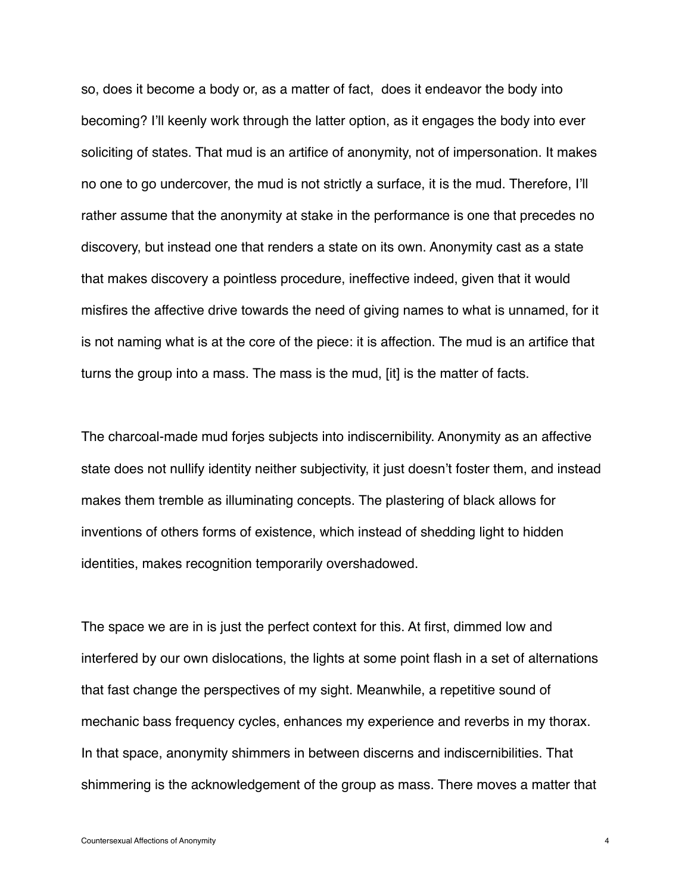so, does it become a body or, as a matter of fact, does it endeavor the body into becoming? I'll keenly work through the latter option, as it engages the body into ever soliciting of states. That mud is an artifice of anonymity, not of impersonation. It makes no one to go undercover, the mud is not strictly a surface, it is the mud. Therefore, I'll rather assume that the anonymity at stake in the performance is one that precedes no discovery, but instead one that renders a state on its own. Anonymity cast as a state that makes discovery a pointless procedure, ineffective indeed, given that it would misfires the affective drive towards the need of giving names to what is unnamed, for it is not naming what is at the core of the piece: it is affection. The mud is an artifice that turns the group into a mass. The mass is the mud, [it] is the matter of facts.

The charcoal-made mud forjes subjects into indiscernibility. Anonymity as an affective state does not nullify identity neither subjectivity, it just doesn't foster them, and instead makes them tremble as illuminating concepts. The plastering of black allows for inventions of others forms of existence, which instead of shedding light to hidden identities, makes recognition temporarily overshadowed.

The space we are in is just the perfect context for this. At first, dimmed low and interfered by our own dislocations, the lights at some point flash in a set of alternations that fast change the perspectives of my sight. Meanwhile, a repetitive sound of mechanic bass frequency cycles, enhances my experience and reverbs in my thorax. In that space, anonymity shimmers in between discerns and indiscernibilities. That shimmering is the acknowledgement of the group as mass. There moves a matter that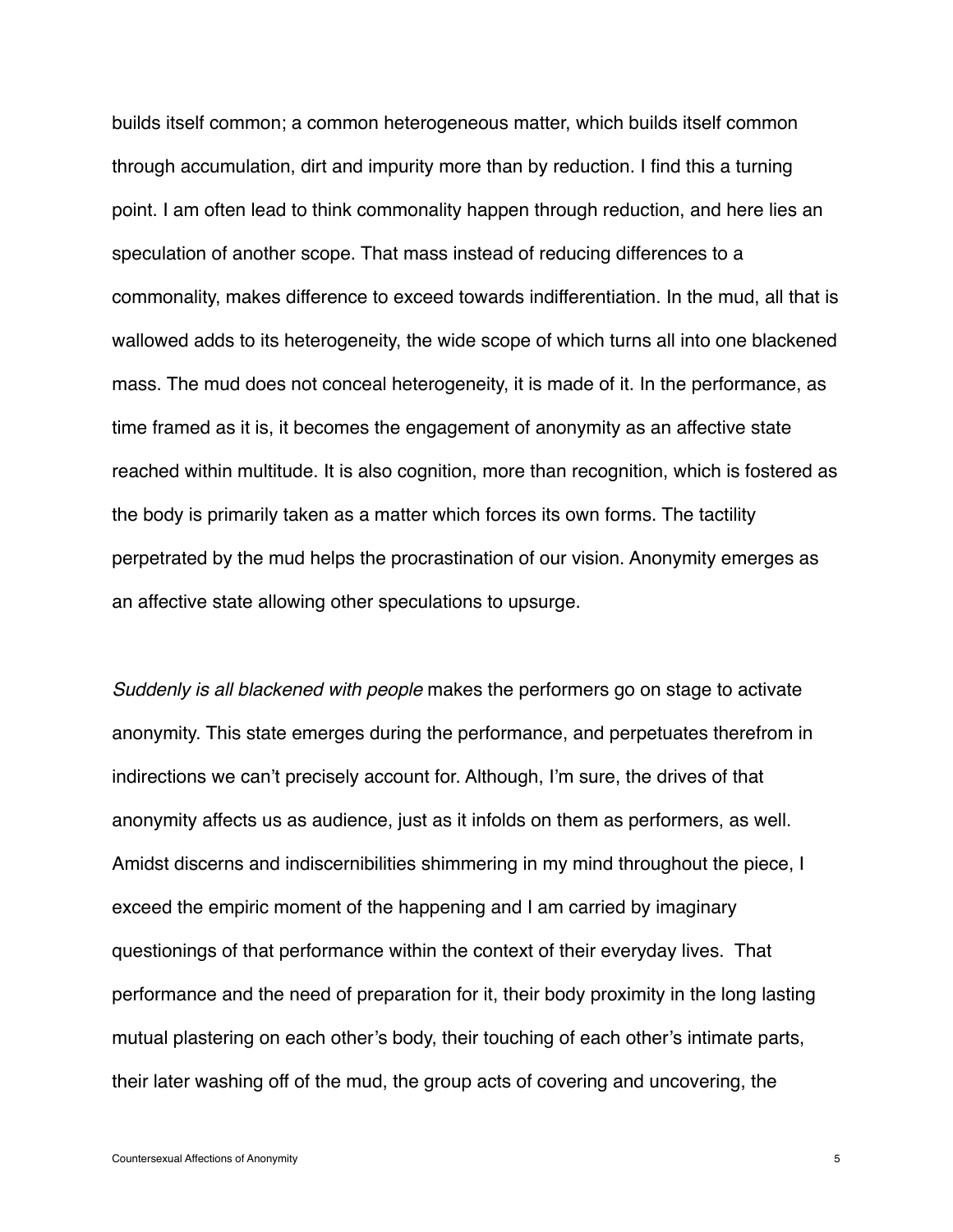builds itself common; a common heterogeneous matter, which builds itself common through accumulation, dirt and impurity more than by reduction. I find this a turning point. I am often lead to think commonality happen through reduction, and here lies an speculation of another scope. That mass instead of reducing differences to a commonality, makes difference to exceed towards indifferentiation. In the mud, all that is wallowed adds to its heterogeneity, the wide scope of which turns all into one blackened mass. The mud does not conceal heterogeneity, it is made of it. In the performance, as time framed as it is, it becomes the engagement of anonymity as an affective state reached within multitude. It is also cognition, more than recognition, which is fostered as the body is primarily taken as a matter which forces its own forms. The tactility perpetrated by the mud helps the procrastination of our vision. Anonymity emerges as an affective state allowing other speculations to upsurge.

*Suddenly is all blackened with people* makes the performers go on stage to activate anonymity. This state emerges during the performance, and perpetuates therefrom in indirections we can't precisely account for. Although, I'm sure, the drives of that anonymity affects us as audience, just as it infolds on them as performers, as well. Amidst discerns and indiscernibilities shimmering in my mind throughout the piece, I exceed the empiric moment of the happening and I am carried by imaginary questionings of that performance within the context of their everyday lives. That performance and the need of preparation for it, their body proximity in the long lasting mutual plastering on each other's body, their touching of each other's intimate parts, their later washing off of the mud, the group acts of covering and uncovering, the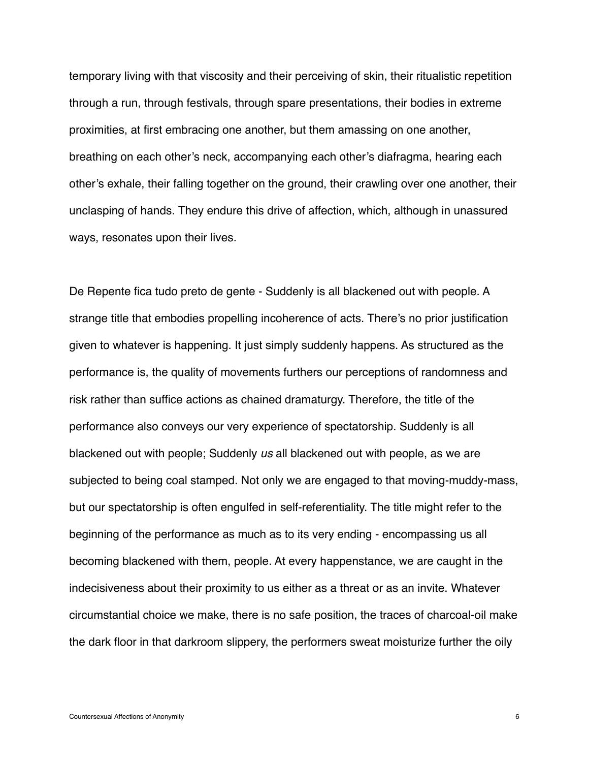temporary living with that viscosity and their perceiving of skin, their ritualistic repetition through a run, through festivals, through spare presentations, their bodies in extreme proximities, at first embracing one another, but them amassing on one another, breathing on each other's neck, accompanying each other's diafragma, hearing each other's exhale, their falling together on the ground, their crawling over one another, their unclasping of hands. They endure this drive of affection, which, although in unassured ways, resonates upon their lives.

De Repente fica tudo preto de gente - Suddenly is all blackened out with people. A strange title that embodies propelling incoherence of acts. There's no prior justification given to whatever is happening. It just simply suddenly happens. As structured as the performance is, the quality of movements furthers our perceptions of randomness and risk rather than suffice actions as chained dramaturgy. Therefore, the title of the performance also conveys our very experience of spectatorship. Suddenly is all blackened out with people; Suddenly *us* all blackened out with people, as we are subjected to being coal stamped. Not only we are engaged to that moving-muddy-mass, but our spectatorship is often engulfed in self-referentiality. The title might refer to the beginning of the performance as much as to its very ending - encompassing us all becoming blackened with them, people. At every happenstance, we are caught in the indecisiveness about their proximity to us either as a threat or as an invite. Whatever circumstantial choice we make, there is no safe position, the traces of charcoal-oil make the dark floor in that darkroom slippery, the performers sweat moisturize further the oily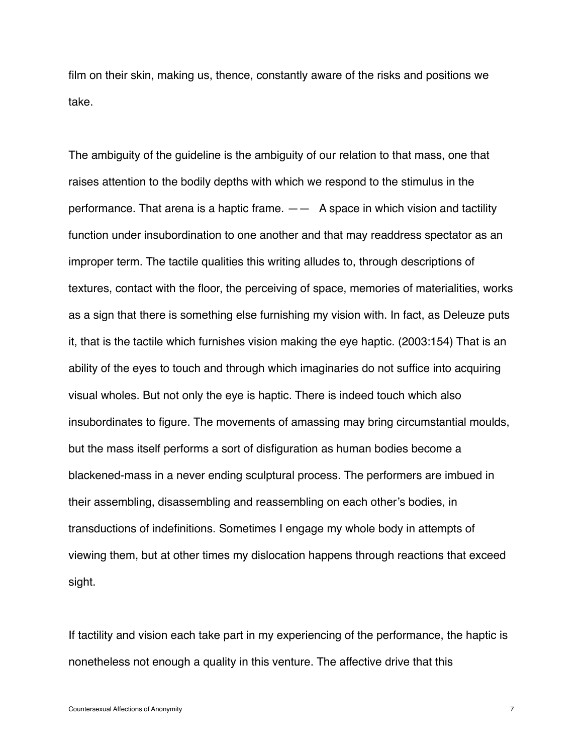film on their skin, making us, thence, constantly aware of the risks and positions we take.

The ambiguity of the guideline is the ambiguity of our relation to that mass, one that raises attention to the bodily depths with which we respond to the stimulus in the performance. That arena is a haptic frame. —— A space in which vision and tactility function under insubordination to one another and that may readdress spectator as an improper term. The tactile qualities this writing alludes to, through descriptions of textures, contact with the floor, the perceiving of space, memories of materialities, works as a sign that there is something else furnishing my vision with. In fact, as Deleuze puts it, that is the tactile which furnishes vision making the eye haptic. (2003:154) That is an ability of the eyes to touch and through which imaginaries do not suffice into acquiring visual wholes. But not only the eye is haptic. There is indeed touch which also insubordinates to figure. The movements of amassing may bring circumstantial moulds, but the mass itself performs a sort of disfiguration as human bodies become a blackened-mass in a never ending sculptural process. The performers are imbued in their assembling, disassembling and reassembling on each other's bodies, in transductions of indefinitions. Sometimes I engage my whole body in attempts of viewing them, but at other times my dislocation happens through reactions that exceed sight.

If tactility and vision each take part in my experiencing of the performance, the haptic is nonetheless not enough a quality in this venture. The affective drive that this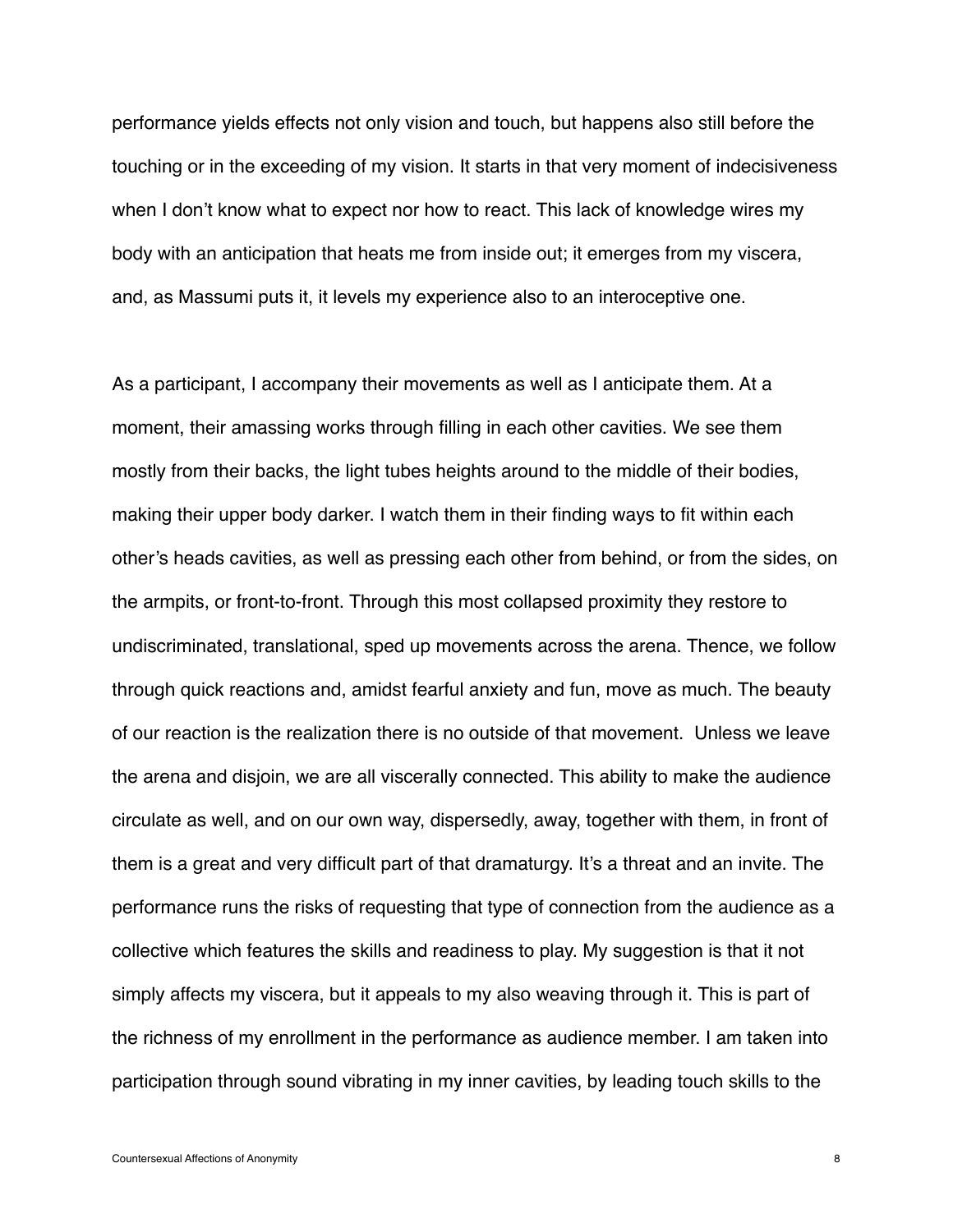performance yields effects not only vision and touch, but happens also still before the touching or in the exceeding of my vision. It starts in that very moment of indecisiveness when I don't know what to expect nor how to react. This lack of knowledge wires my body with an anticipation that heats me from inside out; it emerges from my viscera, and, as Massumi puts it, it levels my experience also to an interoceptive one.

As a participant, I accompany their movements as well as I anticipate them. At a moment, their amassing works through filling in each other cavities. We see them mostly from their backs, the light tubes heights around to the middle of their bodies, making their upper body darker. I watch them in their finding ways to fit within each other's heads cavities, as well as pressing each other from behind, or from the sides, on the armpits, or front-to-front. Through this most collapsed proximity they restore to undiscriminated, translational, sped up movements across the arena. Thence, we follow through quick reactions and, amidst fearful anxiety and fun, move as much. The beauty of our reaction is the realization there is no outside of that movement.  Unless we leave the arena and disjoin, we are all viscerally connected. This ability to make the audience circulate as well, and on our own way, dispersedly, away, together with them, in front of them is a great and very difficult part of that dramaturgy. It's a threat and an invite. The performance runs the risks of requesting that type of connection from the audience as a collective which features the skills and readiness to play. My suggestion is that it not simply affects my viscera, but it appeals to my also weaving through it. This is part of the richness of my enrollment in the performance as audience member. I am taken into participation through sound vibrating in my inner cavities, by leading touch skills to the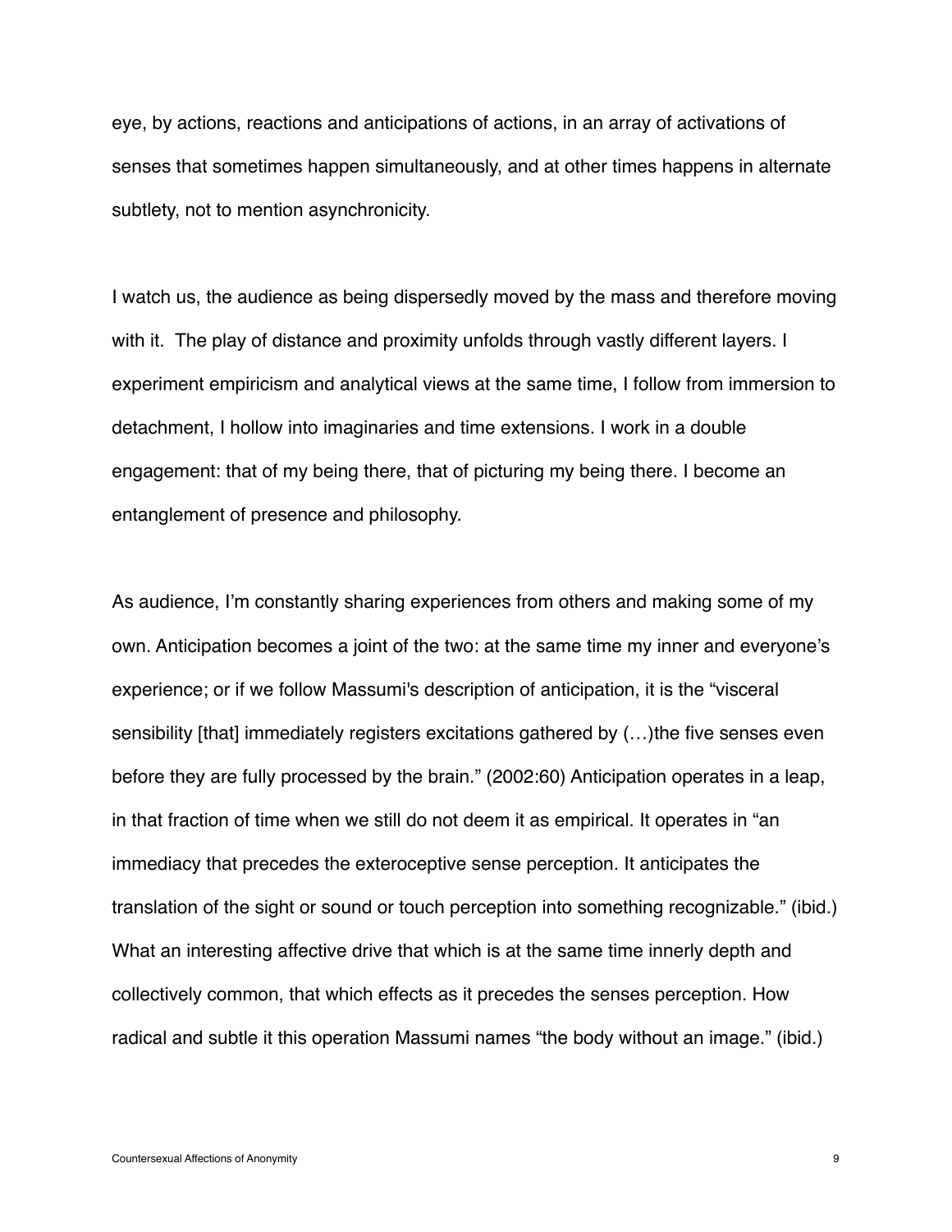eye, by actions, reactions and anticipations of actions, in an array of activations of senses that sometimes happen simultaneously, and at other times happens in alternate subtlety, not to mention asynchronicity.

I watch us, the audience as being dispersedly moved by the mass and therefore moving with it.  The play of distance and proximity unfolds through vastly different layers. I experiment empiricism and analytical views at the same time, I follow from immersion to detachment, I hollow into imaginaries and time extensions. I work in a double engagement: that of my being there, that of picturing my being there. I become an entanglement of presence and philosophy.

As audience, I'm constantly sharing experiences from others and making some of my own. Anticipation becomes a joint of the two: at the same time my inner and everyone's experience; or if we follow Massumi's description of anticipation, it is the "visceral sensibility [that] immediately registers excitations gathered by (…)the five senses even before they are fully processed by the brain." (2002:60) Anticipation operates in a leap, in that fraction of time when we still do not deem it as empirical. It operates in "an immediacy that precedes the exteroceptive sense perception. It anticipates the translation of the sight or sound or touch perception into something recognizable." (ibid.) What an interesting affective drive that which is at the same time innerly depth and collectively common, that which effects as it precedes the senses perception. How radical and subtle it this operation Massumi names "the body without an image." (ibid.)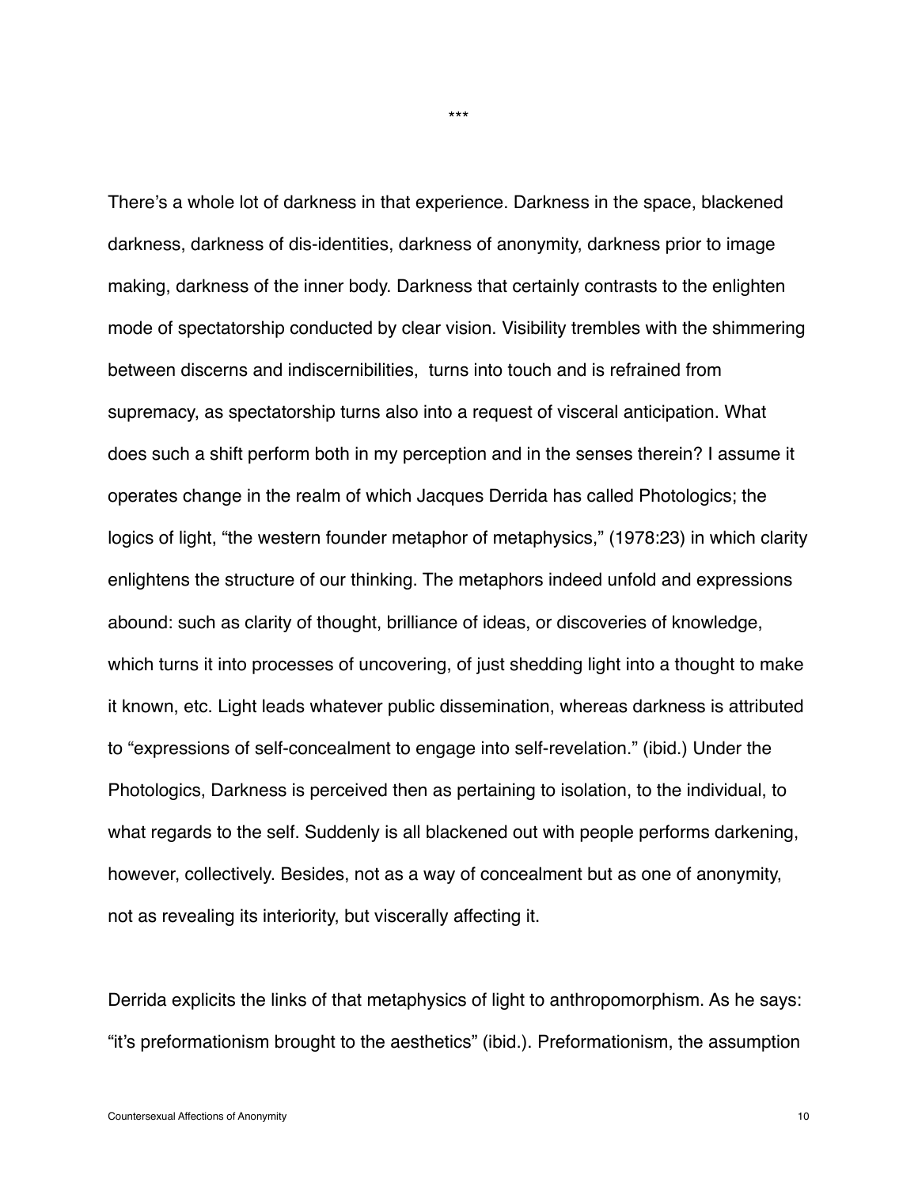***

There's a whole lot of darkness in that experience. Darkness in the space, blackened darkness, darkness of dis-identities, darkness of anonymity, darkness prior to image making, darkness of the inner body. Darkness that certainly contrasts to the enlighten mode of spectatorship conducted by clear vision. Visibility trembles with the shimmering between discerns and indiscernibilities,  turns into touch and is refrained from supremacy, as spectatorship turns also into a request of visceral anticipation. What does such a shift perform both in my perception and in the senses therein? I assume it operates change in the realm of which Jacques Derrida has called Photologics; the logics of light, "the western founder metaphor of metaphysics," (1978:23) in which clarity enlightens the structure of our thinking. The metaphors indeed unfold and expressions abound: such as clarity of thought, brilliance of ideas, or discoveries of knowledge, which turns it into processes of uncovering, of just shedding light into a thought to make it known, etc. Light leads whatever public dissemination, whereas darkness is attributed to "expressions of self-concealment to engage into self-revelation." (ibid.) Under the Photologics, Darkness is perceived then as pertaining to isolation, to the individual, to what regards to the self. Suddenly is all blackened out with people performs darkening, however, collectively. Besides, not as a way of concealment but as one of anonymity, not as revealing its interiority, but viscerally affecting it.

Derrida explicits the links of that metaphysics of light to anthropomorphism. As he says: "it's preformationism brought to the aesthetics" (ibid.). Preformationism, the assumption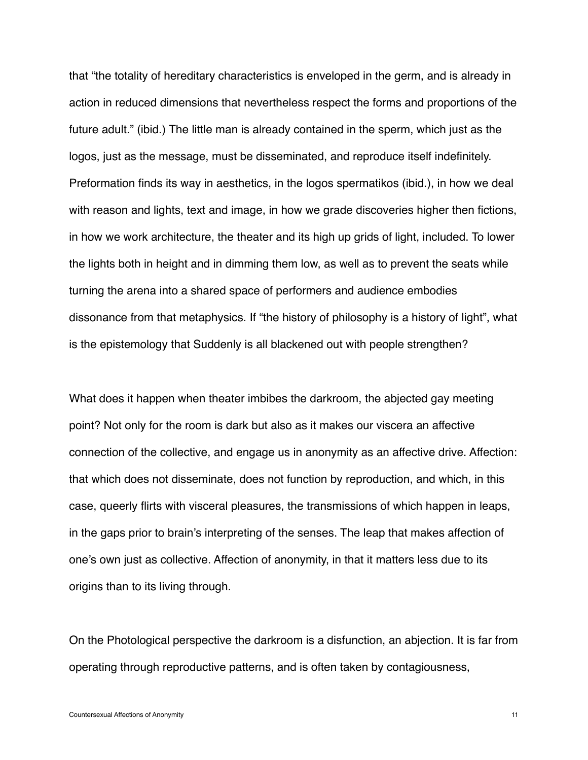that “the totality of hereditary characteristics is enveloped in the germ, and is already in action in reduced dimensions that nevertheless respect the forms and proportions of the future adult.” (ibid.) The little man is already contained in the sperm, which just as the logos, just as the message, must be disseminated, and reproduce itself indefinitely. Preformation finds its way in aesthetics, in the logos spermatikos (ibid.), in how we deal with reason and lights, text and image, in how we grade discoveries higher then fictions, in how we work architecture, the theater and its high up grids of light, included. To lower the lights both in height and in dimming them low, as well as to prevent the seats while turning the arena into a shared space of performers and audience embodies dissonance from that metaphysics. If “the history of philosophy is a history of light”, what is the epistemology that Suddenly is all blackened out with people strengthen?

What does it happen when theater imbibes the darkroom, the abjected gay meeting point? Not only for the room is dark but also as it makes our viscera an affective connection of the collective, and engage us in anonymity as an affective drive. Affection: that which does not disseminate, does not function by reproduction, and which, in this case, queerly flirts with visceral pleasures, the transmissions of which happen in leaps, in the gaps prior to brain’s interpreting of the senses. The leap that makes affection of one’s own just as collective. Affection of anonymity, in that it matters less due to its origins than to its living through.

On the Photological perspective the darkroom is a disfunction, an abjection. It is far from operating through reproductive patterns, and is often taken by contagiousness,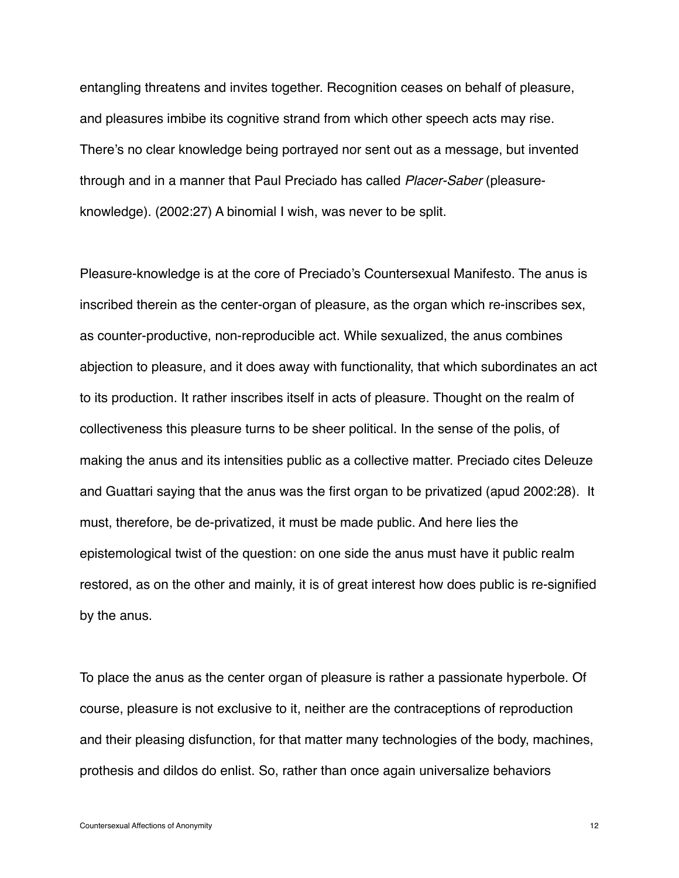entangling threatens and invites together. Recognition ceases on behalf of pleasure, and pleasures imbibe its cognitive strand from which other speech acts may rise. There's no clear knowledge being portrayed nor sent out as a message, but invented through and in a manner that Paul Preciado has called *Placer-Saber* (pleasure-knowledge). (2002:27) A binomial I wish, was never to be split.

Pleasure-knowledge is at the core of Preciado's Countersexual Manifesto. The anus is inscribed therein as the center-organ of pleasure, as the organ which re-inscribes sex, as counter-productive, non-reproducible act. While sexualized, the anus combines abjection to pleasure, and it does away with functionality, that which subordinates an act to its production. It rather inscribes itself in acts of pleasure. Thought on the realm of collectiveness this pleasure turns to be sheer political. In the sense of the polis, of making the anus and its intensities public as a collective matter. Preciado cites Deleuze and Guattari saying that the anus was the first organ to be privatized (apud 2002:28). It must, therefore, be de-privatized, it must be made public. And here lies the epistemological twist of the question: on one side the anus must have it public realm restored, as on the other and mainly, it is of great interest how does public is re-signified by the anus.

To place the anus as the center organ of pleasure is rather a passionate hyperbole. Of course, pleasure is not exclusive to it, neither are the contraceptions of reproduction and their pleasing disfunction, for that matter many technologies of the body, machines, prothesis and dildos do enlist. So, rather than once again universalize behaviors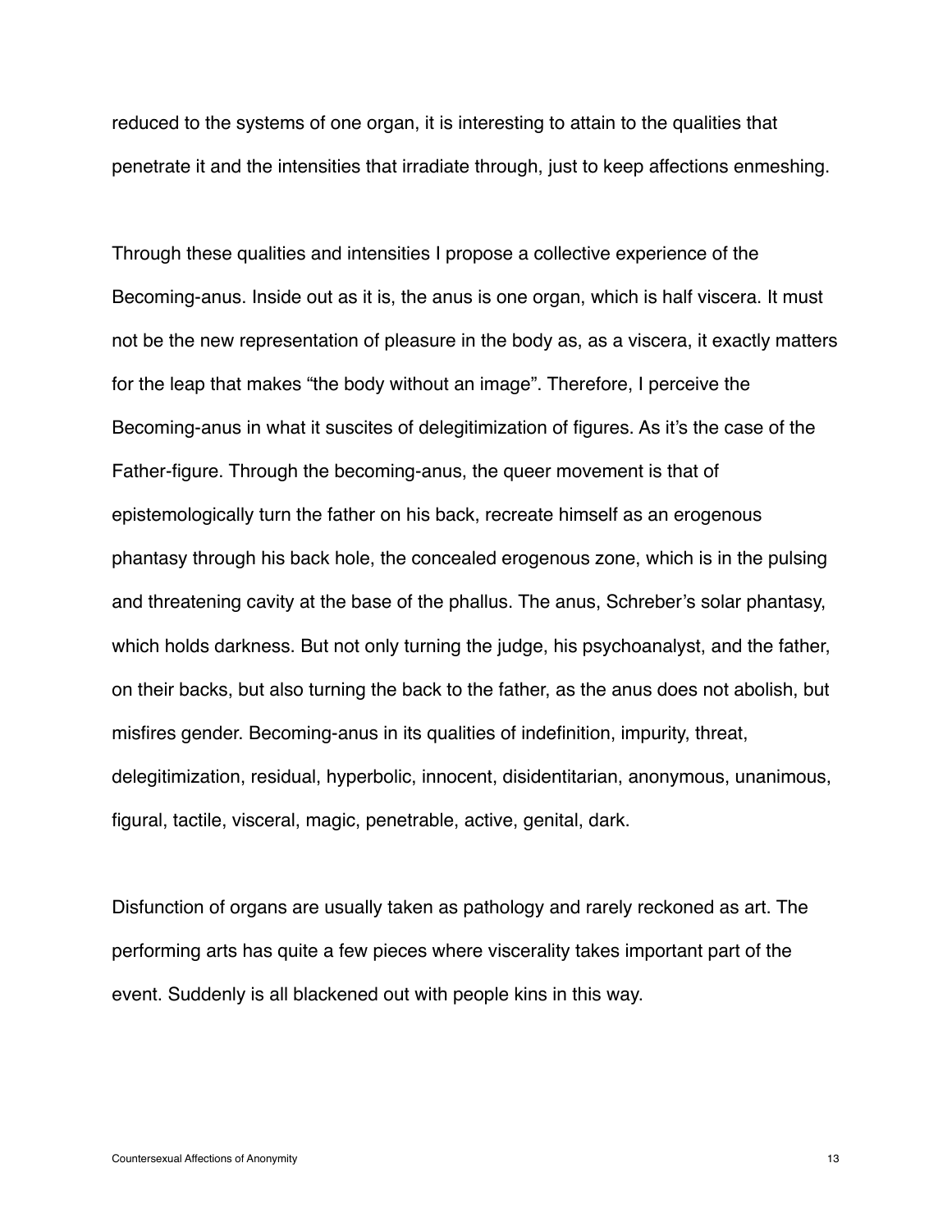reduced to the systems of one organ, it is interesting to attain to the qualities that penetrate it and the intensities that irradiate through, just to keep affections enmeshing.

Through these qualities and intensities I propose a collective experience of the Becoming-anus. Inside out as it is, the anus is one organ, which is half viscera. It must not be the new representation of pleasure in the body as, as a viscera, it exactly matters for the leap that makes "the body without an image". Therefore, I perceive the Becoming-anus in what it suscites of delegitimization of figures. As it's the case of the Father-figure. Through the becoming-anus, the queer movement is that of epistemologically turn the father on his back, recreate himself as an erogenous phantasy through his back hole, the concealed erogenous zone, which is in the pulsing and threatening cavity at the base of the phallus. The anus, Schreber's solar phantasy, which holds darkness. But not only turning the judge, his psychoanalyst, and the father, on their backs, but also turning the back to the father, as the anus does not abolish, but misfires gender. Becoming-anus in its qualities of indefinition, impurity, threat, delegitimization, residual, hyperbolic, innocent, disidentitarian, anonymous, unanimous, figural, tactile, visceral, magic, penetrable, active, genital, dark.

Disfunction of organs are usually taken as pathology and rarely reckoned as art. The performing arts has quite a few pieces where viscerality takes important part of the event. Suddenly is all blackened out with people kins in this way.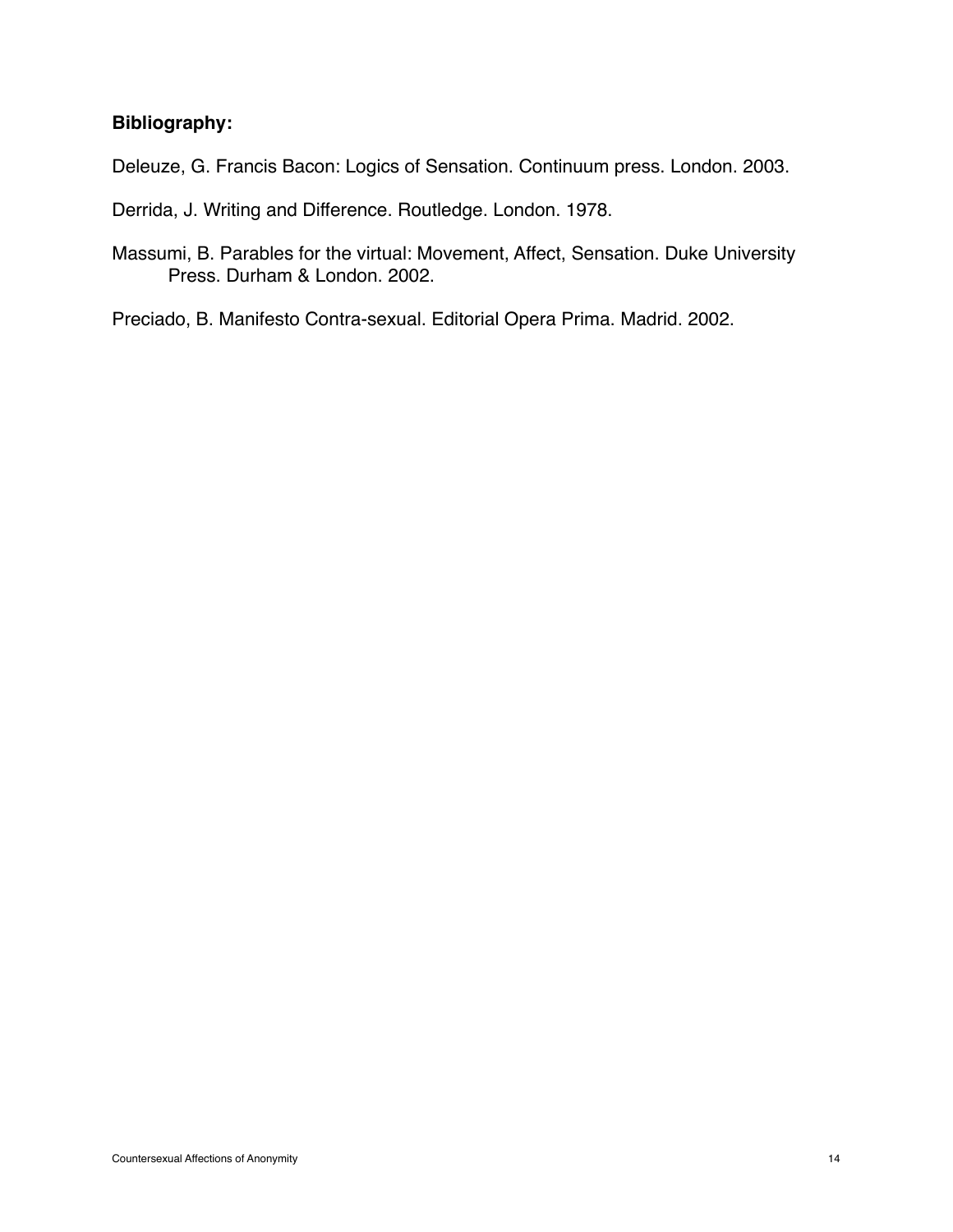**Bibliography:**

Deleuze, G. Francis Bacon: Logics of Sensation. Continuum press. London. 2003.

Derrida, J. Writing and Difference. Routledge. London. 1978.

Massumi, B. Parables for the virtual: Movement, Affect, Sensation. Duke University Press. Durham & London. 2002.

Preciado, B. Manifesto Contra-sexual. Editorial Opera Prima. Madrid. 2002.